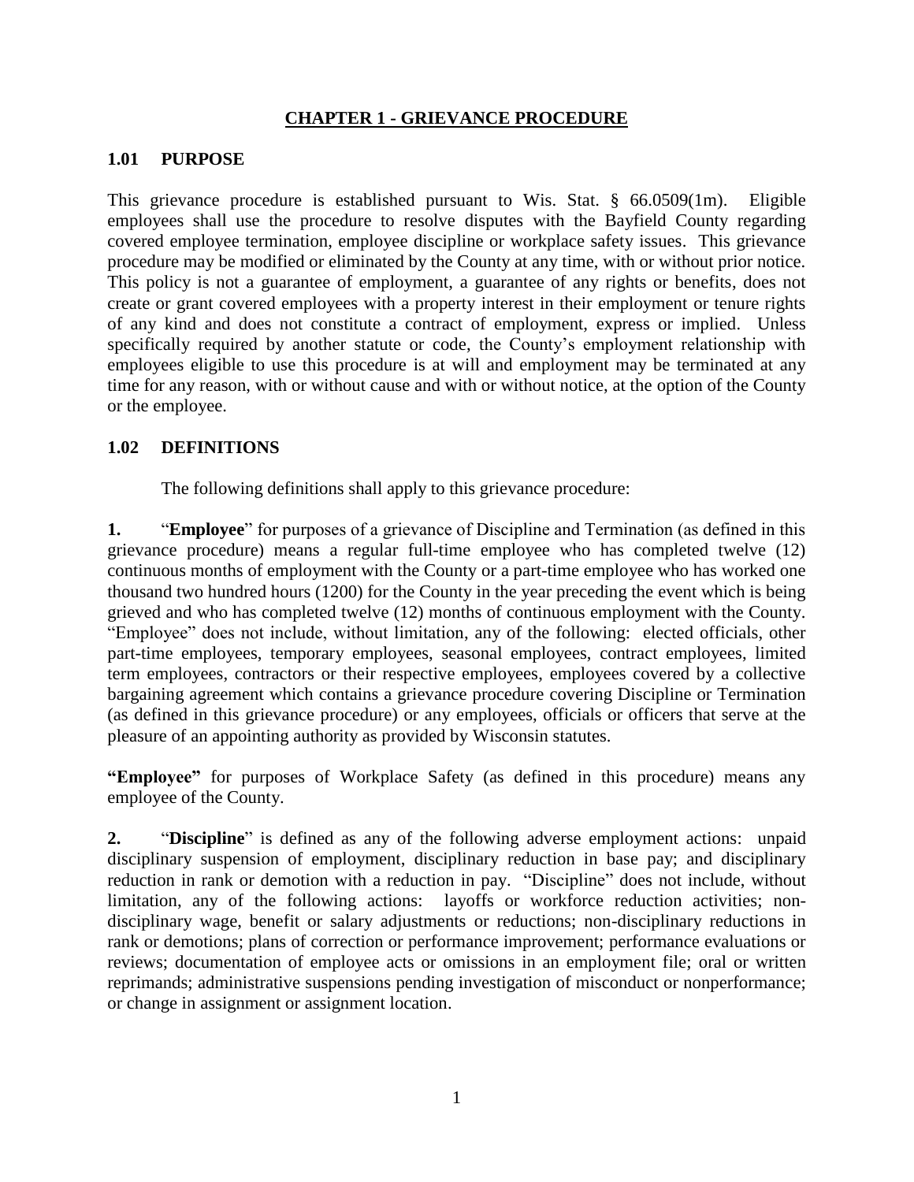# CHAPTER 1 - GRIEVANCE PROCEDURE

## 1.01 PURPOSE

This grievance procedure is established pursuant to Wis. Stat. § 66.0509(1m). Eligible employees shall use the procedure to resolve disputes with the Bayfield County regarding covered employee termination, employee discipline or workplace safety issues. This grievance procedure may be modified or eliminated by the County at any time, with or without prior notice. This policy is not a guarantee of employment, a guarantee of any rights or benefits, does not create or grant covered employees with a property interest in their employment or tenure rights of any kind and does not constitute a contract of employment, express or implied. Unless specifically required by another statute or code, the County's employment relationship with employees eligible to use this procedure is at will and employment may be terminated at any time for any reason, with or without cause and with or without notice, at the option of the County or the employee.

## 1.02 DEFINITIONS

The following definitions shall apply to this grievance procedure:

**1.** "**Employee**" for purposes of a grievance of Discipline and Termination (as defined in this grievance procedure) means a regular full-time employee who has completed twelve (12) continuous months of employment with the County or a part-time employee who has worked one thousand two hundred hours (1200) for the County in the year preceding the event which is being grieved and who has completed twelve (12) months of continuous employment with the County. "Employee" does not include, without limitation, any of the following: elected officials, other part-time employees, temporary employees, seasonal employees, contract employees, limited term employees, contractors or their respective employees, employees covered by a collective bargaining agreement which contains a grievance procedure covering Discipline or Termination (as defined in this grievance procedure) or any employees, officials or officers that serve at the pleasure of an appointing authority as provided by Wisconsin statutes.

**"Employee"** for purposes of Workplace Safety (as defined in this procedure) means any employee of the County.

**2.** "**Discipline**" is defined as any of the following adverse employment actions: unpaid disciplinary suspension of employment, disciplinary reduction in base pay; and disciplinary reduction in rank or demotion with a reduction in pay. "Discipline" does not include, without limitation, any of the following actions: layoffs or workforce reduction activities; non-disciplinary wage, benefit or salary adjustments or reductions; non-disciplinary reductions in rank or demotions; plans of correction or performance improvement; performance evaluations or reviews; documentation of employee acts or omissions in an employment file; oral or written reprimands; administrative suspensions pending investigation of misconduct or nonperformance; or change in assignment or assignment location.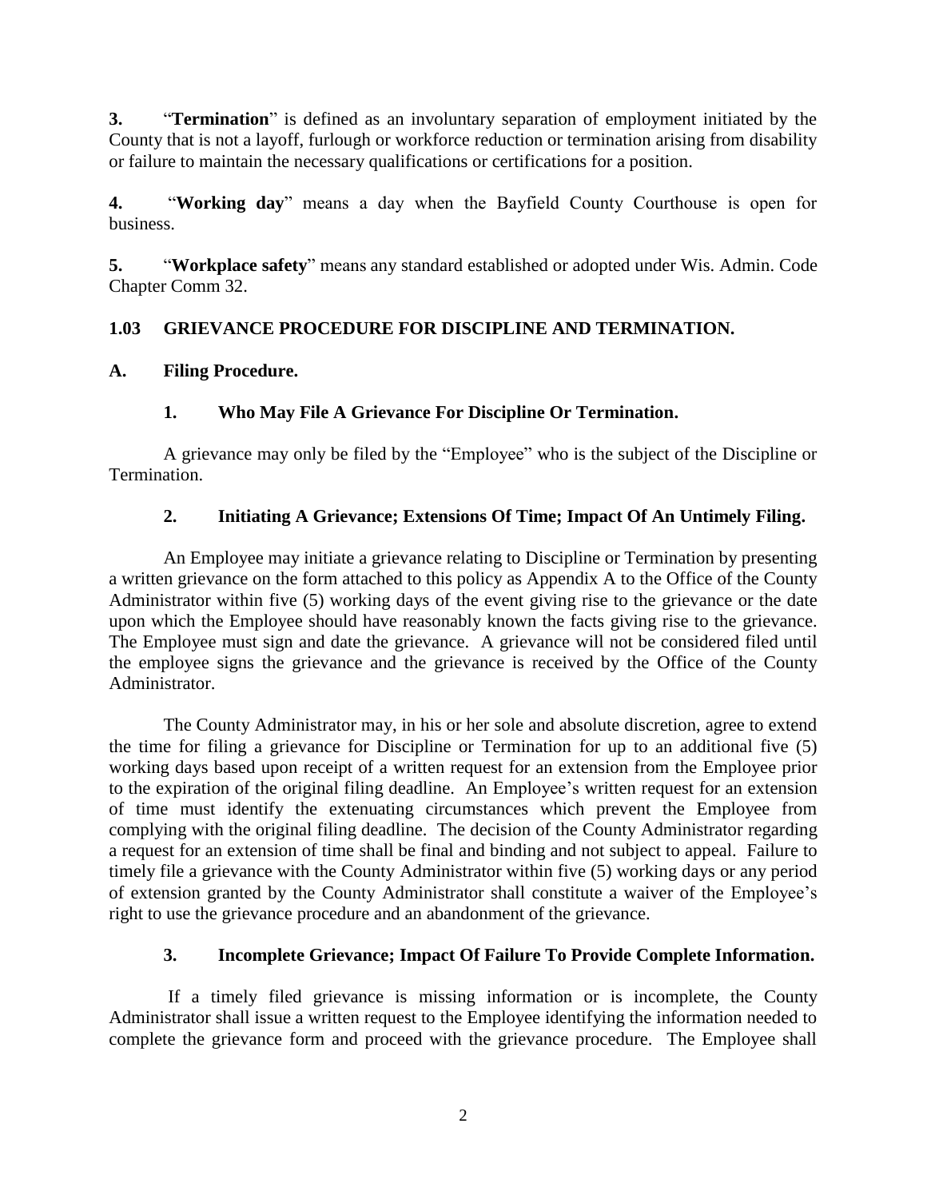**3.** "**Termination**" is defined as an involuntary separation of employment initiated by the County that is not a layoff, furlough or workforce reduction or termination arising from disability or failure to maintain the necessary qualifications or certifications for a position.

**4.** "**Working day**" means a day when the Bayfield County Courthouse is open for business.

**5.** "**Workplace safety**" means any standard established or adopted under Wis. Admin. Code Chapter Comm 32.

## 1.03 GRIEVANCE PROCEDURE FOR DISCIPLINE AND TERMINATION.

### A. Filing Procedure.

#### 1. Who May File A Grievance For Discipline Or Termination.

A grievance may only be filed by the "Employee" who is the subject of the Discipline or Termination.

#### 2. Initiating A Grievance; Extensions Of Time; Impact Of An Untimely Filing.

An Employee may initiate a grievance relating to Discipline or Termination by presenting a written grievance on the form attached to this policy as Appendix A to the Office of the County Administrator within five (5) working days of the event giving rise to the grievance or the date upon which the Employee should have reasonably known the facts giving rise to the grievance. The Employee must sign and date the grievance. A grievance will not be considered filed until the employee signs the grievance and the grievance is received by the Office of the County Administrator.

The County Administrator may, in his or her sole and absolute discretion, agree to extend the time for filing a grievance for Discipline or Termination for up to an additional five (5) working days based upon receipt of a written request for an extension from the Employee prior to the expiration of the original filing deadline. An Employee's written request for an extension of time must identify the extenuating circumstances which prevent the Employee from complying with the original filing deadline. The decision of the County Administrator regarding a request for an extension of time shall be final and binding and not subject to appeal. Failure to timely file a grievance with the County Administrator within five (5) working days or any period of extension granted by the County Administrator shall constitute a waiver of the Employee's right to use the grievance procedure and an abandonment of the grievance.

#### 3. Incomplete Grievance; Impact Of Failure To Provide Complete Information.

If a timely filed grievance is missing information or is incomplete, the County Administrator shall issue a written request to the Employee identifying the information needed to complete the grievance form and proceed with the grievance procedure. The Employee shall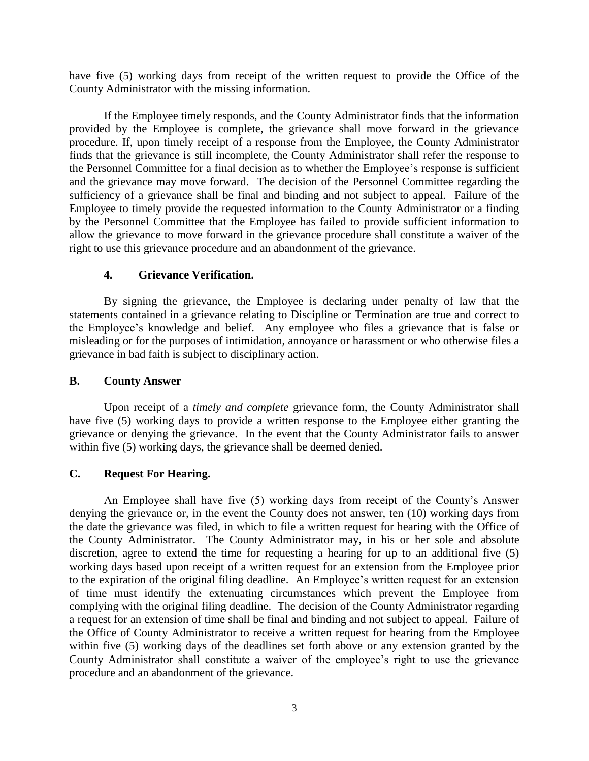have five (5) working days from receipt of the written request to provide the Office of the County Administrator with the missing information.

If the Employee timely responds, and the County Administrator finds that the information provided by the Employee is complete, the grievance shall move forward in the grievance procedure. If, upon timely receipt of a response from the Employee, the County Administrator finds that the grievance is still incomplete, the County Administrator shall refer the response to the Personnel Committee for a final decision as to whether the Employee's response is sufficient and the grievance may move forward. The decision of the Personnel Committee regarding the sufficiency of a grievance shall be final and binding and not subject to appeal. Failure of the Employee to timely provide the requested information to the County Administrator or a finding by the Personnel Committee that the Employee has failed to provide sufficient information to allow the grievance to move forward in the grievance procedure shall constitute a waiver of the right to use this grievance procedure and an abandonment of the grievance.

#### 4. Grievance Verification.

By signing the grievance, the Employee is declaring under penalty of law that the statements contained in a grievance relating to Discipline or Termination are true and correct to the Employee's knowledge and belief. Any employee who files a grievance that is false or misleading or for the purposes of intimidation, annoyance or harassment or who otherwise files a grievance in bad faith is subject to disciplinary action.

### B. County Answer

Upon receipt of a *timely and complete* grievance form, the County Administrator shall have five (5) working days to provide a written response to the Employee either granting the grievance or denying the grievance. In the event that the County Administrator fails to answer within five (5) working days, the grievance shall be deemed denied.

### C. Request For Hearing.

An Employee shall have five (5) working days from receipt of the County's Answer denying the grievance or, in the event the County does not answer, ten (10) working days from the date the grievance was filed, in which to file a written request for hearing with the Office of the County Administrator. The County Administrator may, in his or her sole and absolute discretion, agree to extend the time for requesting a hearing for up to an additional five (5) working days based upon receipt of a written request for an extension from the Employee prior to the expiration of the original filing deadline. An Employee's written request for an extension of time must identify the extenuating circumstances which prevent the Employee from complying with the original filing deadline. The decision of the County Administrator regarding a request for an extension of time shall be final and binding and not subject to appeal. Failure of the Office of County Administrator to receive a written request for hearing from the Employee within five (5) working days of the deadlines set forth above or any extension granted by the County Administrator shall constitute a waiver of the employee's right to use the grievance procedure and an abandonment of the grievance.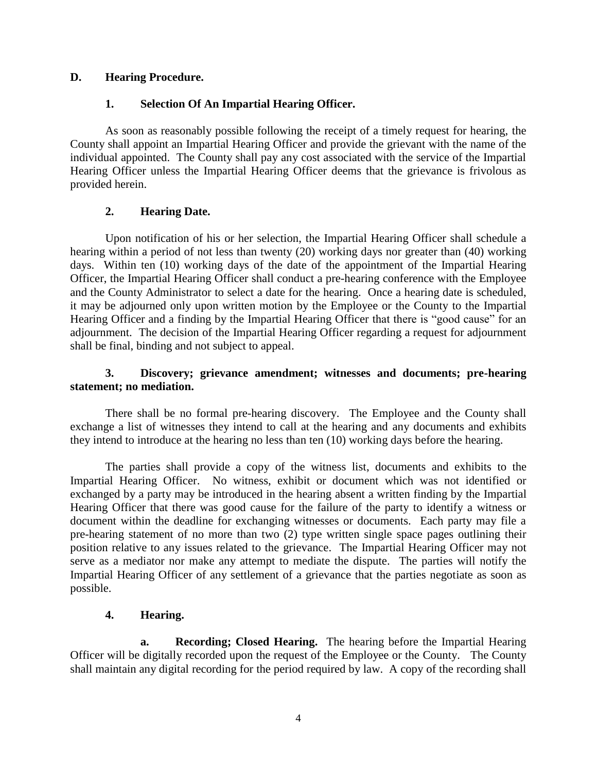## D. Hearing Procedure.

### 1. Selection Of An Impartial Hearing Officer.

As soon as reasonably possible following the receipt of a timely request for hearing, the County shall appoint an Impartial Hearing Officer and provide the grievant with the name of the individual appointed. The County shall pay any cost associated with the service of the Impartial Hearing Officer unless the Impartial Hearing Officer deems that the grievance is frivolous as provided herein.

### 2. Hearing Date.

Upon notification of his or her selection, the Impartial Hearing Officer shall schedule a hearing within a period of not less than twenty (20) working days nor greater than (40) working days. Within ten (10) working days of the date of the appointment of the Impartial Hearing Officer, the Impartial Hearing Officer shall conduct a pre-hearing conference with the Employee and the County Administrator to select a date for the hearing. Once a hearing date is scheduled, it may be adjourned only upon written motion by the Employee or the County to the Impartial Hearing Officer and a finding by the Impartial Hearing Officer that there is "good cause" for an adjournment. The decision of the Impartial Hearing Officer regarding a request for adjournment shall be final, binding and not subject to appeal.

### 3. Discovery; grievance amendment; witnesses and documents; pre-hearing statement; no mediation.

There shall be no formal pre-hearing discovery. The Employee and the County shall exchange a list of witnesses they intend to call at the hearing and any documents and exhibits they intend to introduce at the hearing no less than ten (10) working days before the hearing.

The parties shall provide a copy of the witness list, documents and exhibits to the Impartial Hearing Officer. No witness, exhibit or document which was not identified or exchanged by a party may be introduced in the hearing absent a written finding by the Impartial Hearing Officer that there was good cause for the failure of the party to identify a witness or document within the deadline for exchanging witnesses or documents. Each party may file a pre-hearing statement of no more than two (2) type written single space pages outlining their position relative to any issues related to the grievance. The Impartial Hearing Officer may not serve as a mediator nor make any attempt to mediate the dispute. The parties will notify the Impartial Hearing Officer of any settlement of a grievance that the parties negotiate as soon as possible.

### 4. Hearing.

**a. Recording; Closed Hearing.** The hearing before the Impartial Hearing Officer will be digitally recorded upon the request of the Employee or the County. The County shall maintain any digital recording for the period required by law. A copy of the recording shall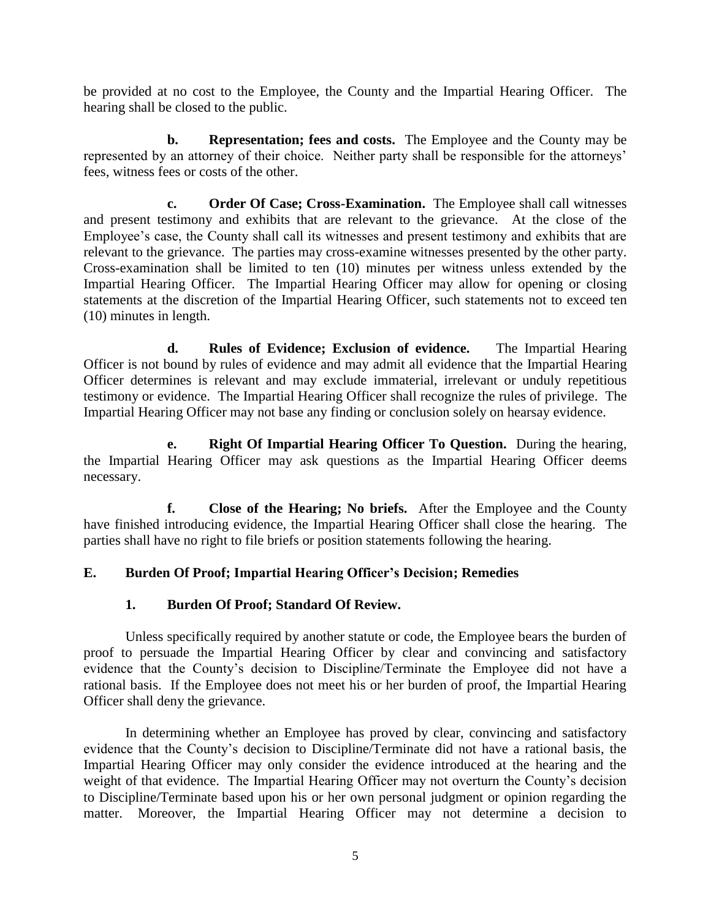be provided at no cost to the Employee, the County and the Impartial Hearing Officer. The hearing shall be closed to the public.

**b. Representation; fees and costs.** The Employee and the County may be represented by an attorney of their choice. Neither party shall be responsible for the attorneys' fees, witness fees or costs of the other.

**c. Order Of Case; Cross-Examination.** The Employee shall call witnesses and present testimony and exhibits that are relevant to the grievance. At the close of the Employee's case, the County shall call its witnesses and present testimony and exhibits that are relevant to the grievance. The parties may cross-examine witnesses presented by the other party. Cross-examination shall be limited to ten (10) minutes per witness unless extended by the Impartial Hearing Officer. The Impartial Hearing Officer may allow for opening or closing statements at the discretion of the Impartial Hearing Officer, such statements not to exceed ten (10) minutes in length.

**d. Rules of Evidence; Exclusion of evidence.** The Impartial Hearing Officer is not bound by rules of evidence and may admit all evidence that the Impartial Hearing Officer determines is relevant and may exclude immaterial, irrelevant or unduly repetitious testimony or evidence. The Impartial Hearing Officer shall recognize the rules of privilege. The Impartial Hearing Officer may not base any finding or conclusion solely on hearsay evidence.

**e. Right Of Impartial Hearing Officer To Question.** During the hearing, the Impartial Hearing Officer may ask questions as the Impartial Hearing Officer deems necessary.

**f. Close of the Hearing; No briefs.** After the Employee and the County have finished introducing evidence, the Impartial Hearing Officer shall close the hearing. The parties shall have no right to file briefs or position statements following the hearing.

## E. Burden Of Proof; Impartial Hearing Officer's Decision; Remedies

### 1. Burden Of Proof; Standard Of Review.

Unless specifically required by another statute or code, the Employee bears the burden of proof to persuade the Impartial Hearing Officer by clear and convincing and satisfactory evidence that the County's decision to Discipline/Terminate the Employee did not have a rational basis. If the Employee does not meet his or her burden of proof, the Impartial Hearing Officer shall deny the grievance.

In determining whether an Employee has proved by clear, convincing and satisfactory evidence that the County's decision to Discipline/Terminate did not have a rational basis, the Impartial Hearing Officer may only consider the evidence introduced at the hearing and the weight of that evidence. The Impartial Hearing Officer may not overturn the County's decision to Discipline/Terminate based upon his or her own personal judgment or opinion regarding the matter. Moreover, the Impartial Hearing Officer may not determine a decision to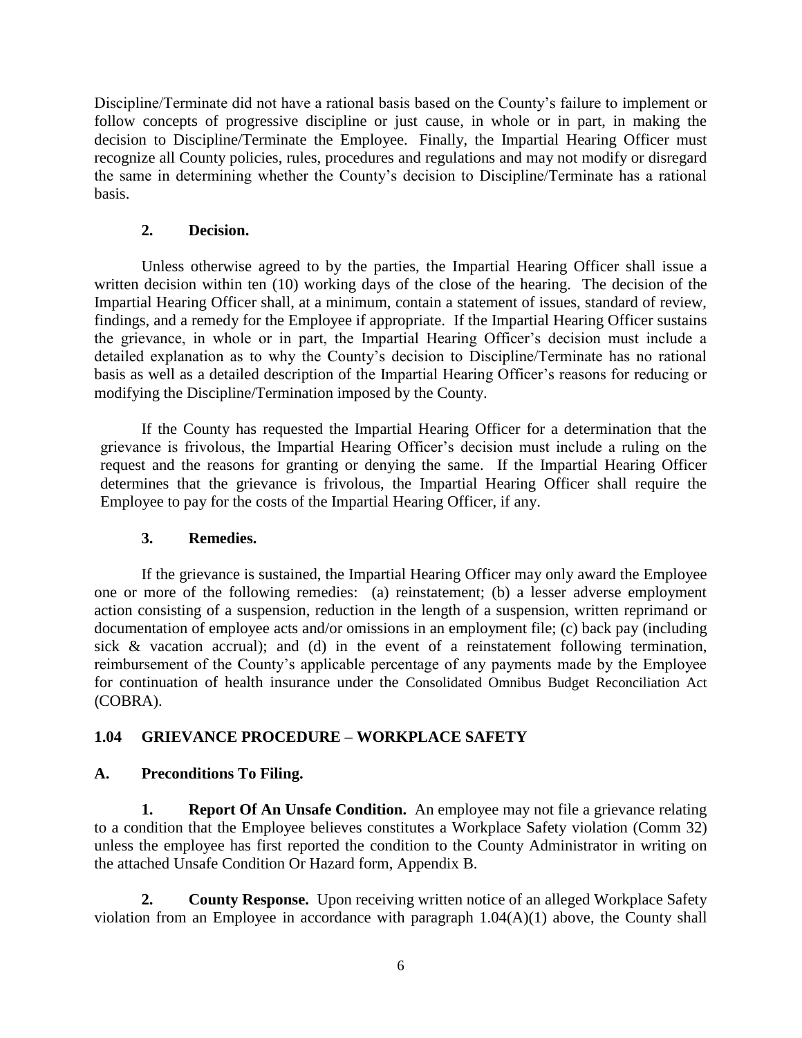Discipline/Terminate did not have a rational basis based on the County's failure to implement or follow concepts of progressive discipline or just cause, in whole or in part, in making the decision to Discipline/Terminate the Employee. Finally, the Impartial Hearing Officer must recognize all County policies, rules, procedures and regulations and may not modify or disregard the same in determining whether the County's decision to Discipline/Terminate has a rational basis.

**2. Decision.**

Unless otherwise agreed to by the parties, the Impartial Hearing Officer shall issue a written decision within ten (10) working days of the close of the hearing. The decision of the Impartial Hearing Officer shall, at a minimum, contain a statement of issues, standard of review, findings, and a remedy for the Employee if appropriate. If the Impartial Hearing Officer sustains the grievance, in whole or in part, the Impartial Hearing Officer's decision must include a detailed explanation as to why the County's decision to Discipline/Terminate has no rational basis as well as a detailed description of the Impartial Hearing Officer's reasons for reducing or modifying the Discipline/Termination imposed by the County.

If the County has requested the Impartial Hearing Officer for a determination that the grievance is frivolous, the Impartial Hearing Officer's decision must include a ruling on the request and the reasons for granting or denying the same. If the Impartial Hearing Officer determines that the grievance is frivolous, the Impartial Hearing Officer shall require the Employee to pay for the costs of the Impartial Hearing Officer, if any.

**3. Remedies.**

If the grievance is sustained, the Impartial Hearing Officer may only award the Employee one or more of the following remedies: (a) reinstatement; (b) a lesser adverse employment action consisting of a suspension, reduction in the length of a suspension, written reprimand or documentation of employee acts and/or omissions in an employment file; (c) back pay (including sick & vacation accrual); and (d) in the event of a reinstatement following termination, reimbursement of the County's applicable percentage of any payments made by the Employee for continuation of health insurance under the Consolidated Omnibus Budget Reconciliation Act (COBRA).

## 1.04 GRIEVANCE PROCEDURE – WORKPLACE SAFETY

### A. Preconditions To Filing.

**1. Report Of An Unsafe Condition.** An employee may not file a grievance relating to a condition that the Employee believes constitutes a Workplace Safety violation (Comm 32) unless the employee has first reported the condition to the County Administrator in writing on the attached Unsafe Condition Or Hazard form, Appendix B.

**2. County Response.** Upon receiving written notice of an alleged Workplace Safety violation from an Employee in accordance with paragraph 1.04(A)(1) above, the County shall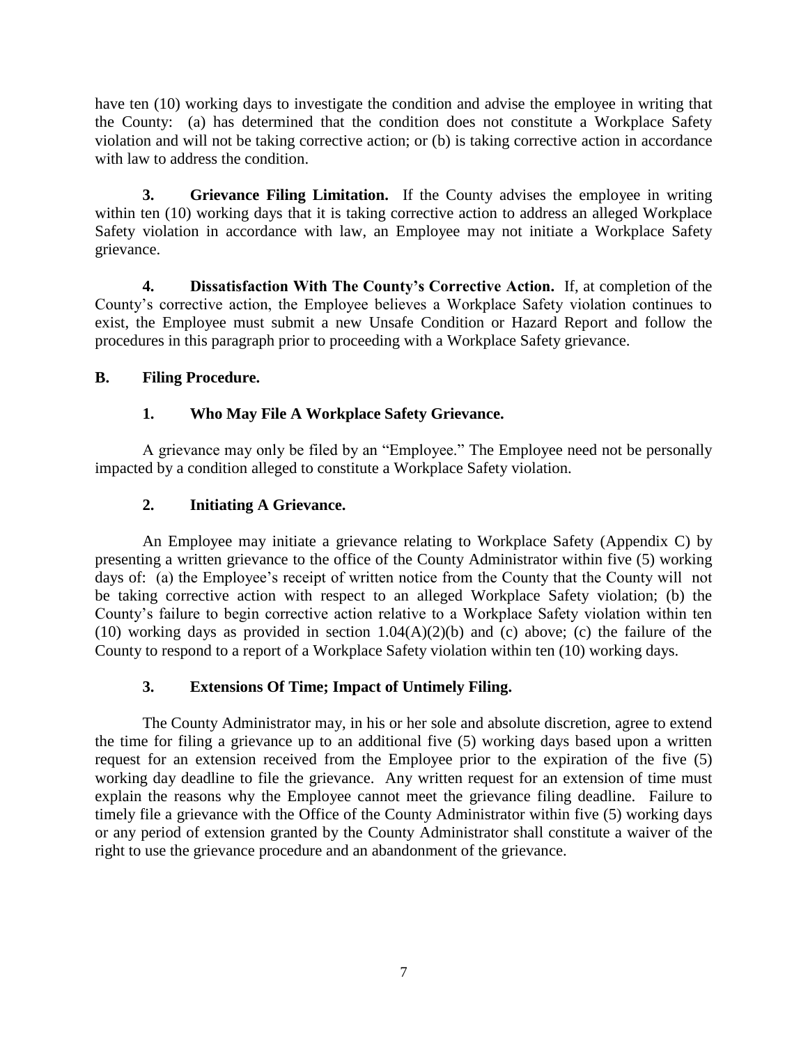have ten (10) working days to investigate the condition and advise the employee in writing that the County: (a) has determined that the condition does not constitute a Workplace Safety violation and will not be taking corrective action; or (b) is taking corrective action in accordance with law to address the condition.

**3. Grievance Filing Limitation.** If the County advises the employee in writing within ten (10) working days that it is taking corrective action to address an alleged Workplace Safety violation in accordance with law, an Employee may not initiate a Workplace Safety grievance.

**4. Dissatisfaction With The County's Corrective Action.** If, at completion of the County's corrective action, the Employee believes a Workplace Safety violation continues to exist, the Employee must submit a new Unsafe Condition or Hazard Report and follow the procedures in this paragraph prior to proceeding with a Workplace Safety grievance.

### B. Filing Procedure.

#### 1. Who May File A Workplace Safety Grievance.

A grievance may only be filed by an "Employee." The Employee need not be personally impacted by a condition alleged to constitute a Workplace Safety violation.

#### 2. Initiating A Grievance.

An Employee may initiate a grievance relating to Workplace Safety (Appendix C) by presenting a written grievance to the office of the County Administrator within five (5) working days of: (a) the Employee's receipt of written notice from the County that the County will not be taking corrective action with respect to an alleged Workplace Safety violation; (b) the County's failure to begin corrective action relative to a Workplace Safety violation within ten (10) working days as provided in section 1.04(A)(2)(b) and (c) above; (c) the failure of the County to respond to a report of a Workplace Safety violation within ten (10) working days.

#### 3. Extensions Of Time; Impact of Untimely Filing.

The County Administrator may, in his or her sole and absolute discretion, agree to extend the time for filing a grievance up to an additional five (5) working days based upon a written request for an extension received from the Employee prior to the expiration of the five (5) working day deadline to file the grievance. Any written request for an extension of time must explain the reasons why the Employee cannot meet the grievance filing deadline. Failure to timely file a grievance with the Office of the County Administrator within five (5) working days or any period of extension granted by the County Administrator shall constitute a waiver of the right to use the grievance procedure and an abandonment of the grievance.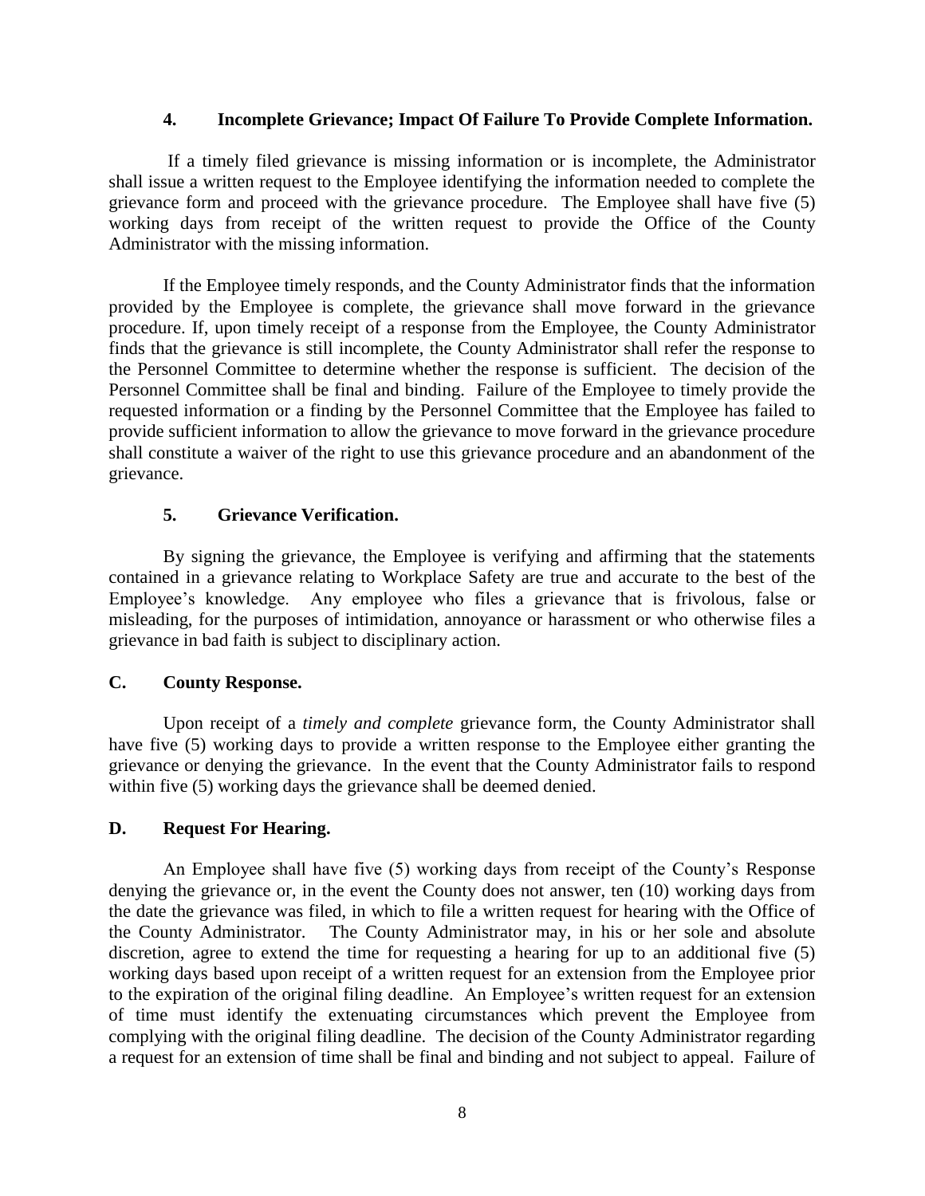#### 4. Incomplete Grievance; Impact Of Failure To Provide Complete Information.

If a timely filed grievance is missing information or is incomplete, the Administrator shall issue a written request to the Employee identifying the information needed to complete the grievance form and proceed with the grievance procedure. The Employee shall have five (5) working days from receipt of the written request to provide the Office of the County Administrator with the missing information.

If the Employee timely responds, and the County Administrator finds that the information provided by the Employee is complete, the grievance shall move forward in the grievance procedure. If, upon timely receipt of a response from the Employee, the County Administrator finds that the grievance is still incomplete, the County Administrator shall refer the response to the Personnel Committee to determine whether the response is sufficient. The decision of the Personnel Committee shall be final and binding. Failure of the Employee to timely provide the requested information or a finding by the Personnel Committee that the Employee has failed to provide sufficient information to allow the grievance to move forward in the grievance procedure shall constitute a waiver of the right to use this grievance procedure and an abandonment of the grievance.

#### 5. Grievance Verification.

By signing the grievance, the Employee is verifying and affirming that the statements contained in a grievance relating to Workplace Safety are true and accurate to the best of the Employee's knowledge. Any employee who files a grievance that is frivolous, false or misleading, for the purposes of intimidation, annoyance or harassment or who otherwise files a grievance in bad faith is subject to disciplinary action.

### C. County Response.

Upon receipt of a *timely and complete* grievance form, the County Administrator shall have five (5) working days to provide a written response to the Employee either granting the grievance or denying the grievance. In the event that the County Administrator fails to respond within five (5) working days the grievance shall be deemed denied.

### D. Request For Hearing.

An Employee shall have five (5) working days from receipt of the County's Response denying the grievance or, in the event the County does not answer, ten (10) working days from the date the grievance was filed, in which to file a written request for hearing with the Office of the County Administrator. The County Administrator may, in his or her sole and absolute discretion, agree to extend the time for requesting a hearing for up to an additional five (5) working days based upon receipt of a written request for an extension from the Employee prior to the expiration of the original filing deadline. An Employee's written request for an extension of time must identify the extenuating circumstances which prevent the Employee from complying with the original filing deadline. The decision of the County Administrator regarding a request for an extension of time shall be final and binding and not subject to appeal. Failure of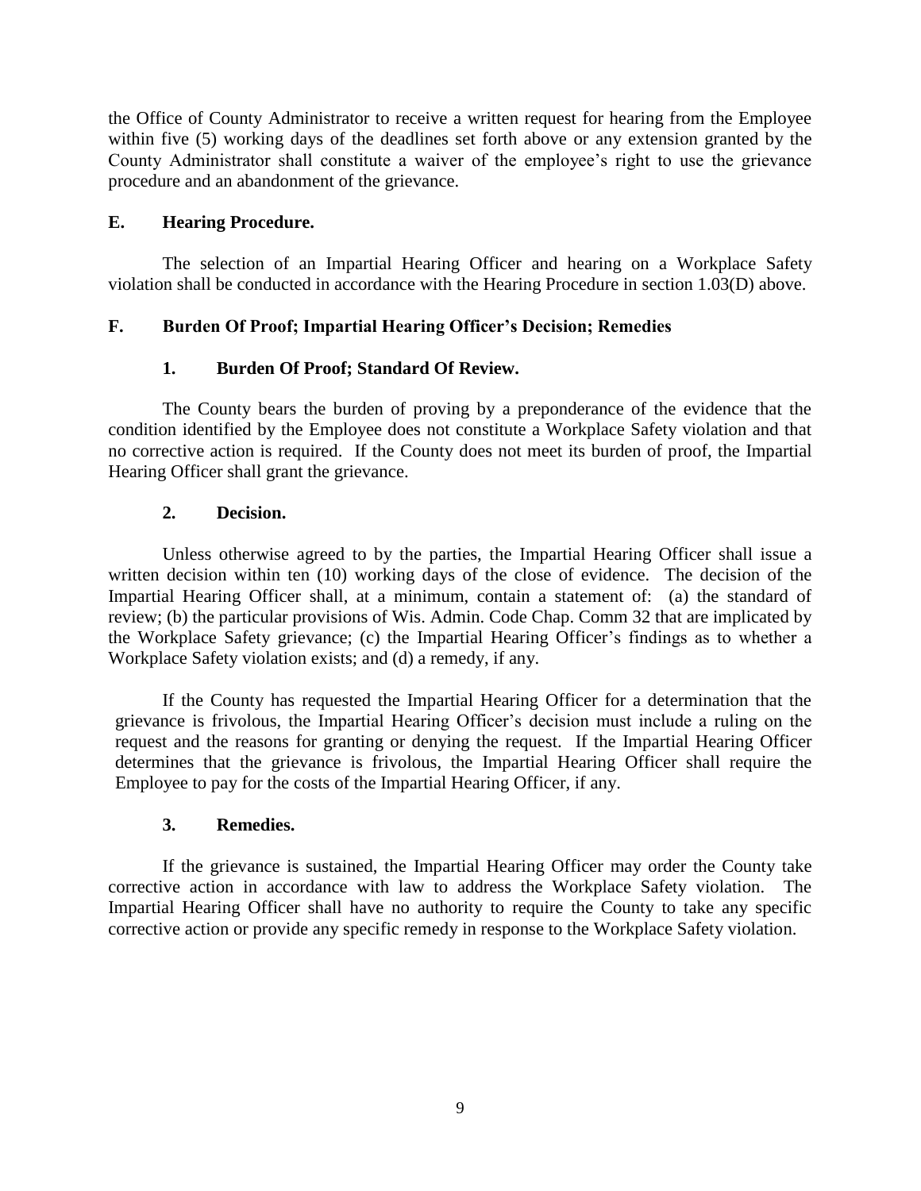the Office of County Administrator to receive a written request for hearing from the Employee within five (5) working days of the deadlines set forth above or any extension granted by the County Administrator shall constitute a waiver of the employee's right to use the grievance procedure and an abandonment of the grievance.

### E. Hearing Procedure.

The selection of an Impartial Hearing Officer and hearing on a Workplace Safety violation shall be conducted in accordance with the Hearing Procedure in section 1.03(D) above.

### F. Burden Of Proof; Impartial Hearing Officer's Decision; Remedies

#### 1. Burden Of Proof; Standard Of Review.

The County bears the burden of proving by a preponderance of the evidence that the condition identified by the Employee does not constitute a Workplace Safety violation and that no corrective action is required. If the County does not meet its burden of proof, the Impartial Hearing Officer shall grant the grievance.

#### 2. Decision.

Unless otherwise agreed to by the parties, the Impartial Hearing Officer shall issue a written decision within ten (10) working days of the close of evidence. The decision of the Impartial Hearing Officer shall, at a minimum, contain a statement of: (a) the standard of review; (b) the particular provisions of Wis. Admin. Code Chap. Comm 32 that are implicated by the Workplace Safety grievance; (c) the Impartial Hearing Officer's findings as to whether a Workplace Safety violation exists; and (d) a remedy, if any.

If the County has requested the Impartial Hearing Officer for a determination that the grievance is frivolous, the Impartial Hearing Officer's decision must include a ruling on the request and the reasons for granting or denying the request. If the Impartial Hearing Officer determines that the grievance is frivolous, the Impartial Hearing Officer shall require the Employee to pay for the costs of the Impartial Hearing Officer, if any.

#### 3. Remedies.

If the grievance is sustained, the Impartial Hearing Officer may order the County take corrective action in accordance with law to address the Workplace Safety violation. The Impartial Hearing Officer shall have no authority to require the County to take any specific corrective action or provide any specific remedy in response to the Workplace Safety violation.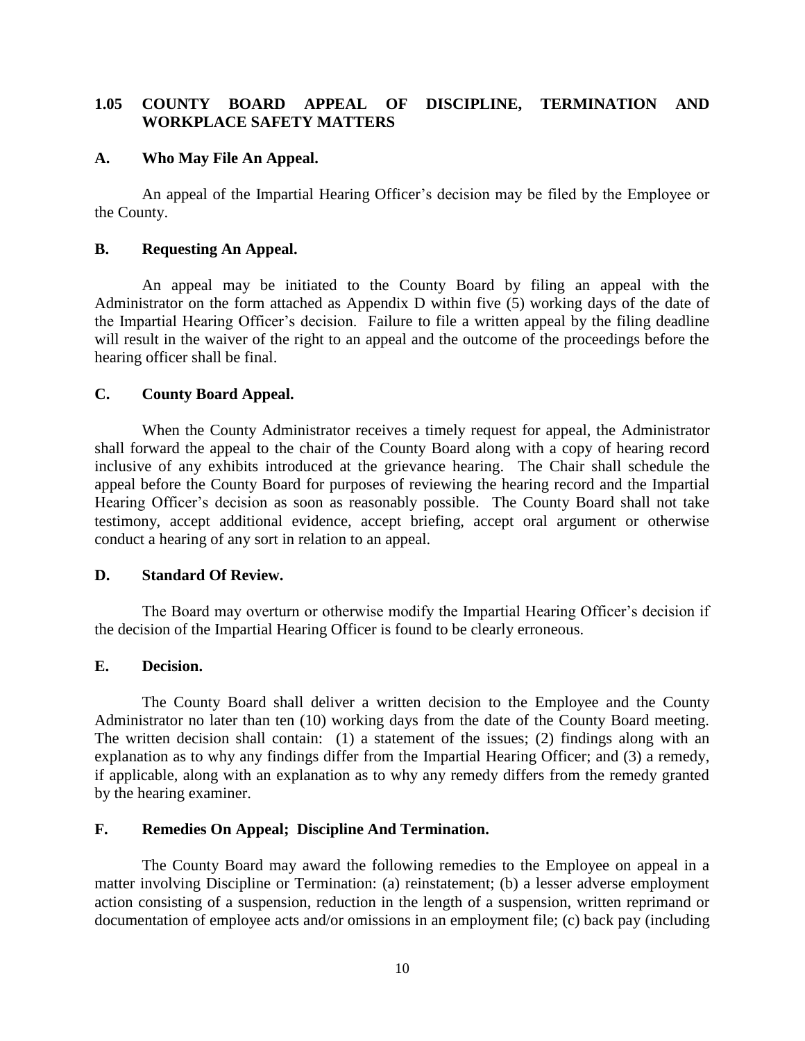## 1.05 COUNTY BOARD APPEAL OF DISCIPLINE, TERMINATION AND WORKPLACE SAFETY MATTERS

### A. Who May File An Appeal.

An appeal of the Impartial Hearing Officer's decision may be filed by the Employee or the County.

### B. Requesting An Appeal.

An appeal may be initiated to the County Board by filing an appeal with the Administrator on the form attached as Appendix D within five (5) working days of the date of the Impartial Hearing Officer's decision. Failure to file a written appeal by the filing deadline will result in the waiver of the right to an appeal and the outcome of the proceedings before the hearing officer shall be final.

### C. County Board Appeal.

When the County Administrator receives a timely request for appeal, the Administrator shall forward the appeal to the chair of the County Board along with a copy of hearing record inclusive of any exhibits introduced at the grievance hearing. The Chair shall schedule the appeal before the County Board for purposes of reviewing the hearing record and the Impartial Hearing Officer's decision as soon as reasonably possible. The County Board shall not take testimony, accept additional evidence, accept briefing, accept oral argument or otherwise conduct a hearing of any sort in relation to an appeal.

### D. Standard Of Review.

The Board may overturn or otherwise modify the Impartial Hearing Officer's decision if the decision of the Impartial Hearing Officer is found to be clearly erroneous.

### E. Decision.

The County Board shall deliver a written decision to the Employee and the County Administrator no later than ten (10) working days from the date of the County Board meeting. The written decision shall contain: (1) a statement of the issues; (2) findings along with an explanation as to why any findings differ from the Impartial Hearing Officer; and (3) a remedy, if applicable, along with an explanation as to why any remedy differs from the remedy granted by the hearing examiner.

### F. Remedies On Appeal; Discipline And Termination.

The County Board may award the following remedies to the Employee on appeal in a matter involving Discipline or Termination: (a) reinstatement; (b) a lesser adverse employment action consisting of a suspension, reduction in the length of a suspension, written reprimand or documentation of employee acts and/or omissions in an employment file; (c) back pay (including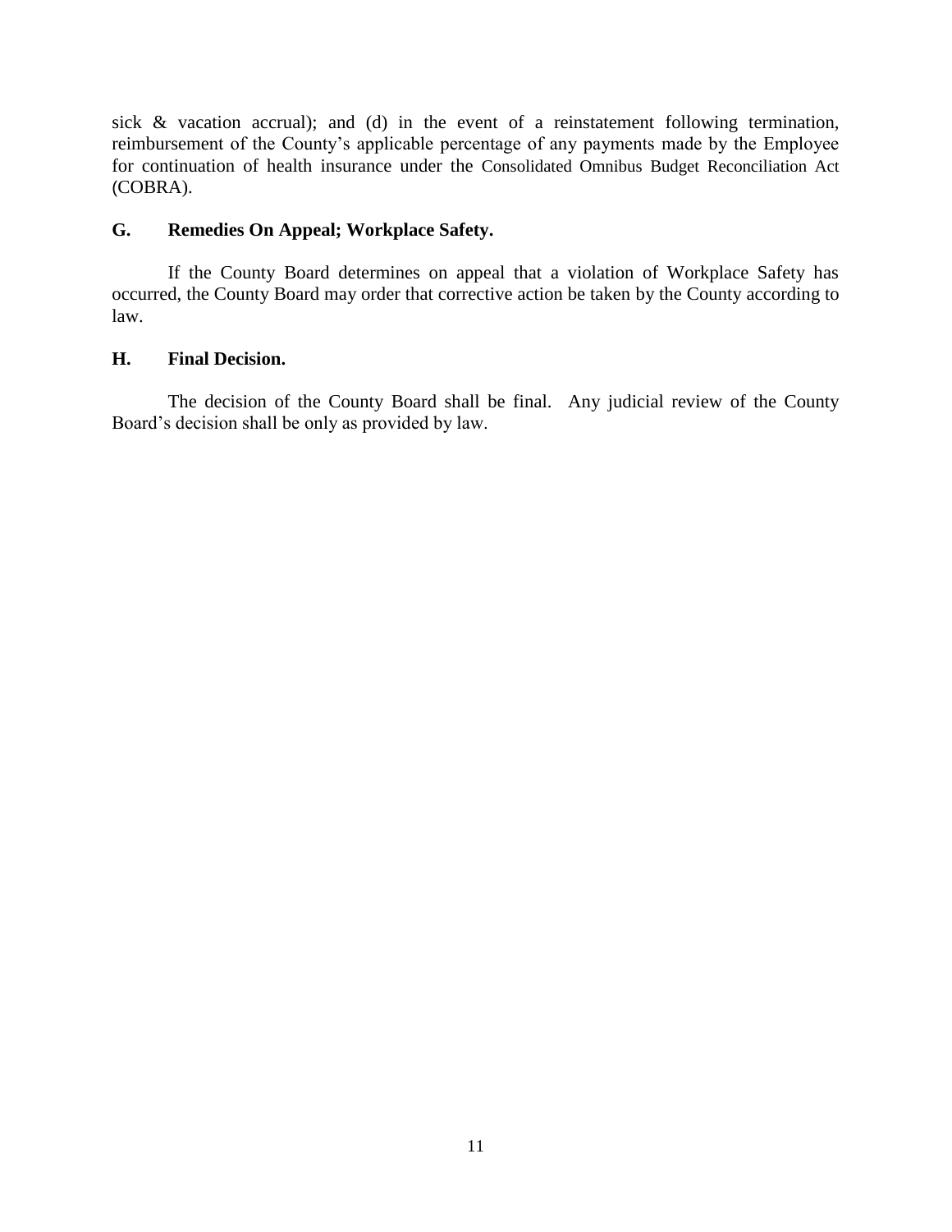sick & vacation accrual); and (d) in the event of a reinstatement following termination, reimbursement of the County's applicable percentage of any payments made by the Employee for continuation of health insurance under the Consolidated Omnibus Budget Reconciliation Act (COBRA).

**G. Remedies On Appeal; Workplace Safety.**

If the County Board determines on appeal that a violation of Workplace Safety has occurred, the County Board may order that corrective action be taken by the County according to law.

**H. Final Decision.**

The decision of the County Board shall be final. Any judicial review of the County Board's decision shall be only as provided by law.